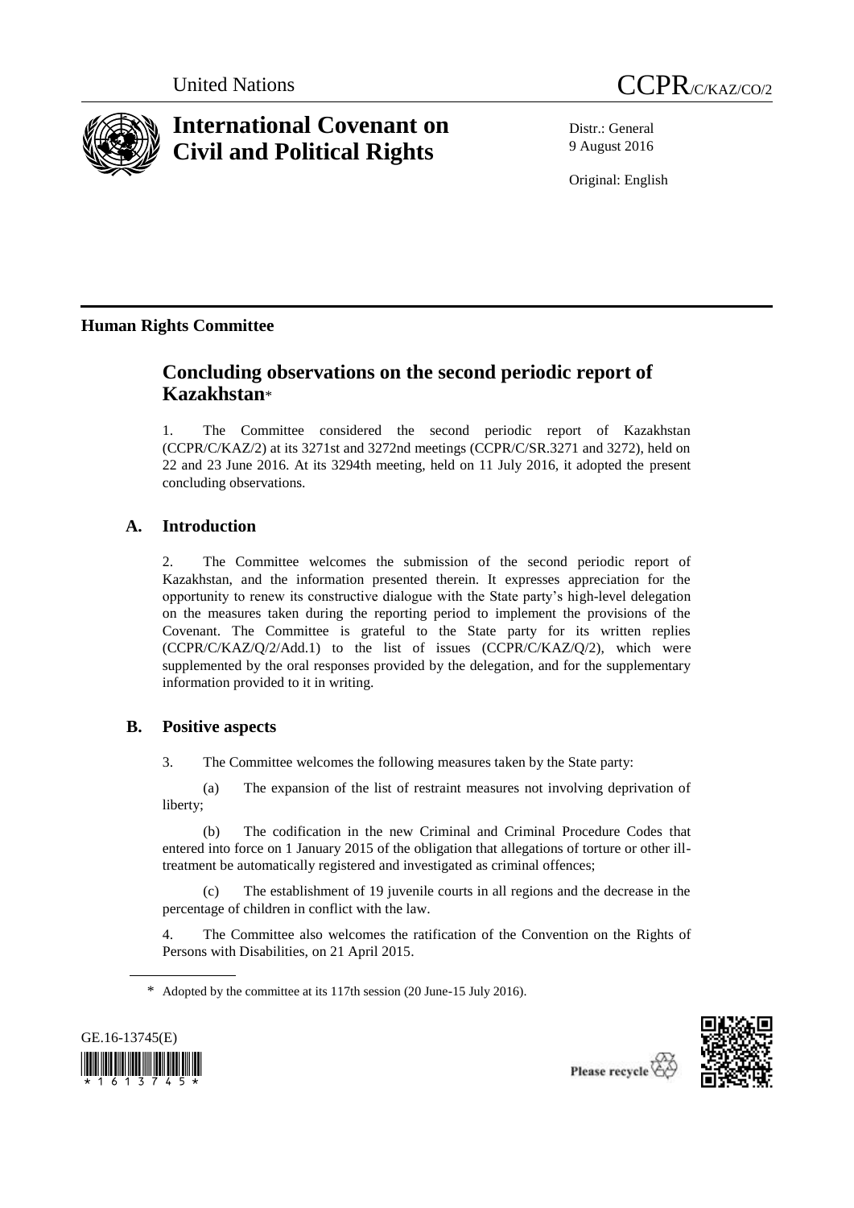United Nations CCPR/C/KAZ/CO/2

# International Covenant on Civil and Political Rights

Distr.: General
9 August 2016

Original: English

## Human Rights Committee

## Concluding observations on the second periodic report of Kazakhstan*

1. The Committee considered the second periodic report of Kazakhstan (CCPR/C/KAZ/2) at its 3271st and 3272nd meetings (CCPR/C/SR.3271 and 3272), held on 22 and 23 June 2016. At its 3294th meeting, held on 11 July 2016, it adopted the present concluding observations.

### A. Introduction

2. The Committee welcomes the submission of the second periodic report of Kazakhstan, and the information presented therein. It expresses appreciation for the opportunity to renew its constructive dialogue with the State party's high-level delegation on the measures taken during the reporting period to implement the provisions of the Covenant. The Committee is grateful to the State party for its written replies (CCPR/C/KAZ/Q/2/Add.1) to the list of issues (CCPR/C/KAZ/Q/2), which were supplemented by the oral responses provided by the delegation, and for the supplementary information provided to it in writing.

### B. Positive aspects

3. The Committee welcomes the following measures taken by the State party:

(a) The expansion of the list of restraint measures not involving deprivation of liberty;

(b) The codification in the new Criminal and Criminal Procedure Codes that entered into force on 1 January 2015 of the obligation that allegations of torture or other ill-treatment be automatically registered and investigated as criminal offences;

(c) The establishment of 19 juvenile courts in all regions and the decrease in the percentage of children in conflict with the law.

4. The Committee also welcomes the ratification of the Convention on the Rights of Persons with Disabilities, on 21 April 2015.

\* Adopted by the committee at its 117th session (20 June-15 July 2016).

GE.16-13745(E)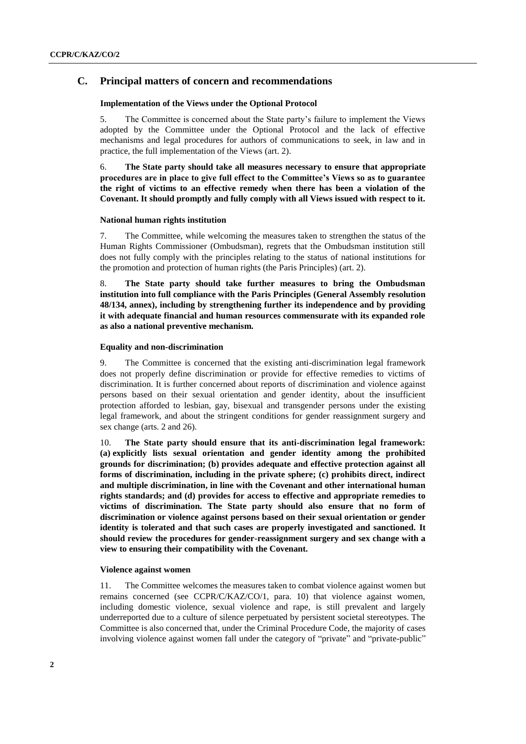## C. Principal matters of concern and recommendations

### Implementation of the Views under the Optional Protocol

5. The Committee is concerned about the State party's failure to implement the Views adopted by the Committee under the Optional Protocol and the lack of effective mechanisms and legal procedures for authors of communications to seek, in law and in practice, the full implementation of the Views (art. 2).

6. **The State party should take all measures necessary to ensure that appropriate procedures are in place to give full effect to the Committee's Views so as to guarantee the right of victims to an effective remedy when there has been a violation of the Covenant. It should promptly and fully comply with all Views issued with respect to it.**

### National human rights institution

7. The Committee, while welcoming the measures taken to strengthen the status of the Human Rights Commissioner (Ombudsman), regrets that the Ombudsman institution still does not fully comply with the principles relating to the status of national institutions for the promotion and protection of human rights (the Paris Principles) (art. 2).

8. **The State party should take further measures to bring the Ombudsman institution into full compliance with the Paris Principles (General Assembly resolution 48/134, annex), including by strengthening further its independence and by providing it with adequate financial and human resources commensurate with its expanded role as also a national preventive mechanism.**

### Equality and non-discrimination

9. The Committee is concerned that the existing anti-discrimination legal framework does not properly define discrimination or provide for effective remedies to victims of discrimination. It is further concerned about reports of discrimination and violence against persons based on their sexual orientation and gender identity, about the insufficient protection afforded to lesbian, gay, bisexual and transgender persons under the existing legal framework, and about the stringent conditions for gender reassignment surgery and sex change (arts. 2 and 26).

10. **The State party should ensure that its anti-discrimination legal framework: (a) explicitly lists sexual orientation and gender identity among the prohibited grounds for discrimination; (b) provides adequate and effective protection against all forms of discrimination, including in the private sphere; (c) prohibits direct, indirect and multiple discrimination, in line with the Covenant and other international human rights standards; and (d) provides for access to effective and appropriate remedies to victims of discrimination. The State party should also ensure that no form of discrimination or violence against persons based on their sexual orientation or gender identity is tolerated and that such cases are properly investigated and sanctioned. It should review the procedures for gender-reassignment surgery and sex change with a view to ensuring their compatibility with the Covenant.**

### Violence against women

11. The Committee welcomes the measures taken to combat violence against women but remains concerned (see CCPR/C/KAZ/CO/1, para. 10) that violence against women, including domestic violence, sexual violence and rape, is still prevalent and largely underreported due to a culture of silence perpetuated by persistent societal stereotypes. The Committee is also concerned that, under the Criminal Procedure Code, the majority of cases involving violence against women fall under the category of "private" and "private-public"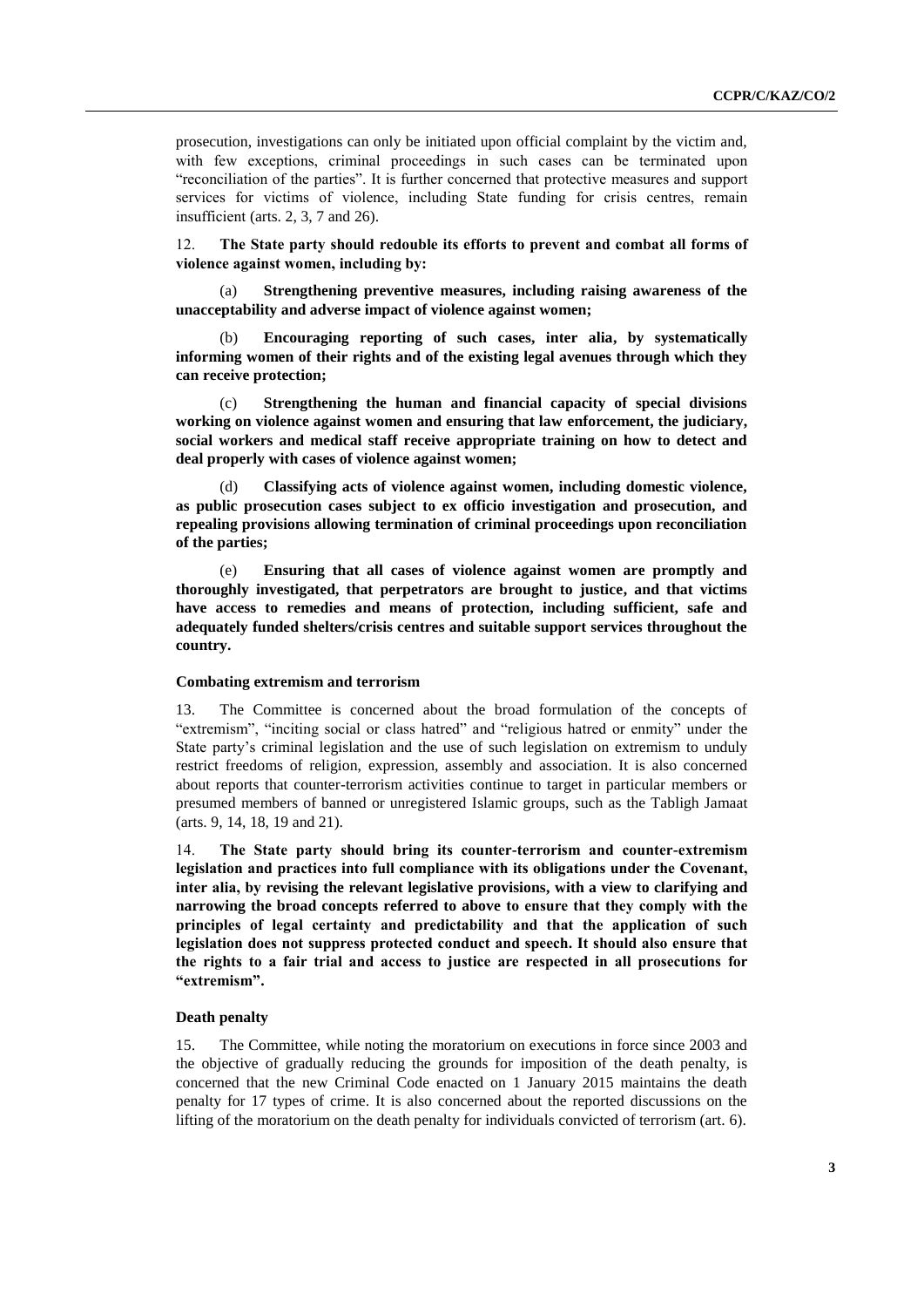prosecution, investigations can only be initiated upon official complaint by the victim and, with few exceptions, criminal proceedings in such cases can be terminated upon "reconciliation of the parties". It is further concerned that protective measures and support services for victims of violence, including State funding for crisis centres, remain insufficient (arts. 2, 3, 7 and 26).

12. **The State party should redouble its efforts to prevent and combat all forms of violence against women, including by:**

(a) **Strengthening preventive measures, including raising awareness of the unacceptability and adverse impact of violence against women;**

(b) **Encouraging reporting of such cases, inter alia, by systematically informing women of their rights and of the existing legal avenues through which they can receive protection;**

(c) **Strengthening the human and financial capacity of special divisions working on violence against women and ensuring that law enforcement, the judiciary, social workers and medical staff receive appropriate training on how to detect and deal properly with cases of violence against women;**

(d) **Classifying acts of violence against women, including domestic violence, as public prosecution cases subject to ex officio investigation and prosecution, and repealing provisions allowing termination of criminal proceedings upon reconciliation of the parties;**

(e) **Ensuring that all cases of violence against women are promptly and thoroughly investigated, that perpetrators are brought to justice, and that victims have access to remedies and means of protection, including sufficient, safe and adequately funded shelters/crisis centres and suitable support services throughout the country.**

### Combating extremism and terrorism

13. The Committee is concerned about the broad formulation of the concepts of "extremism", "inciting social or class hatred" and "religious hatred or enmity" under the State party's criminal legislation and the use of such legislation on extremism to unduly restrict freedoms of religion, expression, assembly and association. It is also concerned about reports that counter-terrorism activities continue to target in particular members or presumed members of banned or unregistered Islamic groups, such as the Tabligh Jamaat (arts. 9, 14, 18, 19 and 21).

14. **The State party should bring its counter-terrorism and counter-extremism legislation and practices into full compliance with its obligations under the Covenant, inter alia, by revising the relevant legislative provisions, with a view to clarifying and narrowing the broad concepts referred to above to ensure that they comply with the principles of legal certainty and predictability and that the application of such legislation does not suppress protected conduct and speech. It should also ensure that the rights to a fair trial and access to justice are respected in all prosecutions for "extremism".**

### Death penalty

15. The Committee, while noting the moratorium on executions in force since 2003 and the objective of gradually reducing the grounds for imposition of the death penalty, is concerned that the new Criminal Code enacted on 1 January 2015 maintains the death penalty for 17 types of crime. It is also concerned about the reported discussions on the lifting of the moratorium on the death penalty for individuals convicted of terrorism (art. 6).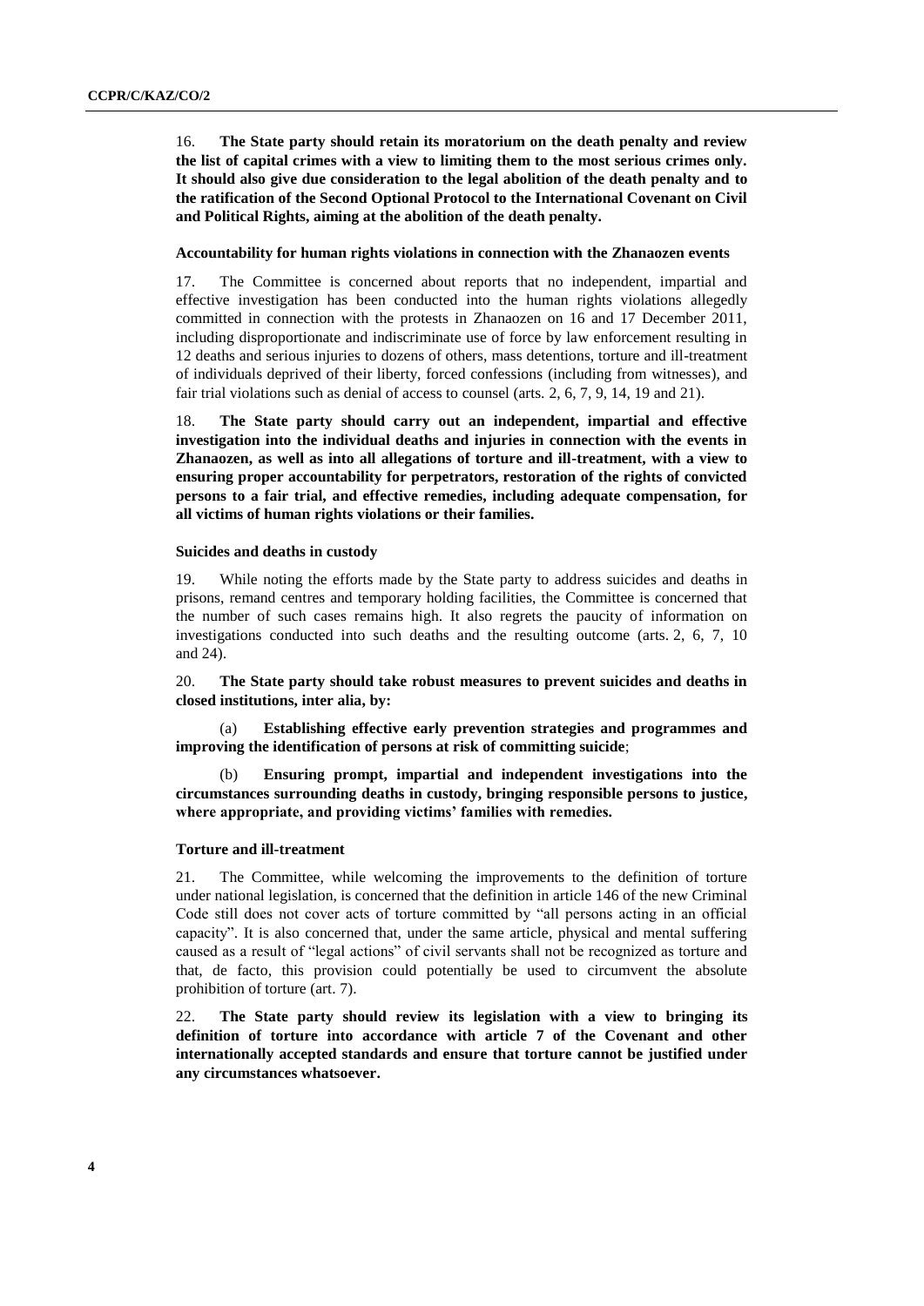16. **The State party should retain its moratorium on the death penalty and review the list of capital crimes with a view to limiting them to the most serious crimes only. It should also give due consideration to the legal abolition of the death penalty and to the ratification of the Second Optional Protocol to the International Covenant on Civil and Political Rights, aiming at the abolition of the death penalty.**

### Accountability for human rights violations in connection with the Zhanaozen events

17. The Committee is concerned about reports that no independent, impartial and effective investigation has been conducted into the human rights violations allegedly committed in connection with the protests in Zhanaozen on 16 and 17 December 2011, including disproportionate and indiscriminate use of force by law enforcement resulting in 12 deaths and serious injuries to dozens of others, mass detentions, torture and ill-treatment of individuals deprived of their liberty, forced confessions (including from witnesses), and fair trial violations such as denial of access to counsel (arts. 2, 6, 7, 9, 14, 19 and 21).

18. **The State party should carry out an independent, impartial and effective investigation into the individual deaths and injuries in connection with the events in Zhanaozen, as well as into all allegations of torture and ill-treatment, with a view to ensuring proper accountability for perpetrators, restoration of the rights of convicted persons to a fair trial, and effective remedies, including adequate compensation, for all victims of human rights violations or their families.**

### Suicides and deaths in custody

19. While noting the efforts made by the State party to address suicides and deaths in prisons, remand centres and temporary holding facilities, the Committee is concerned that the number of such cases remains high. It also regrets the paucity of information on investigations conducted into such deaths and the resulting outcome (arts. 2, 6, 7, 10 and 24).

20. **The State party should take robust measures to prevent suicides and deaths in closed institutions, inter alia, by:**

(a) **Establishing effective early prevention strategies and programmes and improving the identification of persons at risk of committing suicide**;

(b) **Ensuring prompt, impartial and independent investigations into the circumstances surrounding deaths in custody, bringing responsible persons to justice, where appropriate, and providing victims' families with remedies.**

### Torture and ill-treatment

21. The Committee, while welcoming the improvements to the definition of torture under national legislation, is concerned that the definition in article 146 of the new Criminal Code still does not cover acts of torture committed by "all persons acting in an official capacity". It is also concerned that, under the same article, physical and mental suffering caused as a result of "legal actions" of civil servants shall not be recognized as torture and that, de facto, this provision could potentially be used to circumvent the absolute prohibition of torture (art. 7).

22. **The State party should review its legislation with a view to bringing its definition of torture into accordance with article 7 of the Covenant and other internationally accepted standards and ensure that torture cannot be justified under any circumstances whatsoever.**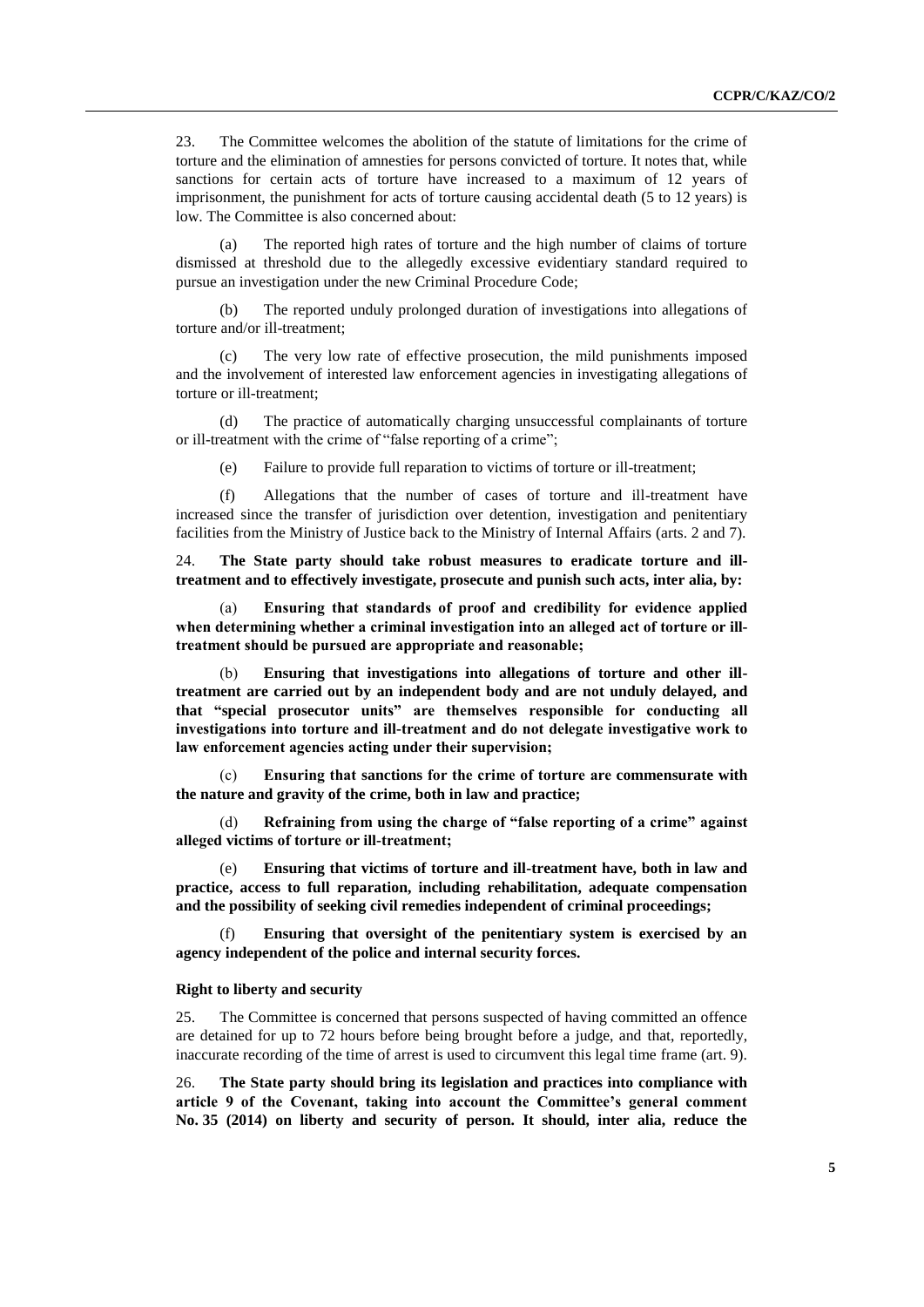23. The Committee welcomes the abolition of the statute of limitations for the crime of torture and the elimination of amnesties for persons convicted of torture. It notes that, while sanctions for certain acts of torture have increased to a maximum of 12 years of imprisonment, the punishment for acts of torture causing accidental death (5 to 12 years) is low. The Committee is also concerned about:

(a) The reported high rates of torture and the high number of claims of torture dismissed at threshold due to the allegedly excessive evidentiary standard required to pursue an investigation under the new Criminal Procedure Code;

(b) The reported unduly prolonged duration of investigations into allegations of torture and/or ill-treatment;

(c) The very low rate of effective prosecution, the mild punishments imposed and the involvement of interested law enforcement agencies in investigating allegations of torture or ill-treatment;

(d) The practice of automatically charging unsuccessful complainants of torture or ill-treatment with the crime of "false reporting of a crime";

(e) Failure to provide full reparation to victims of torture or ill-treatment;

(f) Allegations that the number of cases of torture and ill-treatment have increased since the transfer of jurisdiction over detention, investigation and penitentiary facilities from the Ministry of Justice back to the Ministry of Internal Affairs (arts. 2 and 7).

24. **The State party should take robust measures to eradicate torture and ill-treatment and to effectively investigate, prosecute and punish such acts, inter alia, by:**

(a) **Ensuring that standards of proof and credibility for evidence applied when determining whether a criminal investigation into an alleged act of torture or ill-treatment should be pursued are appropriate and reasonable;**

(b) **Ensuring that investigations into allegations of torture and other ill-treatment are carried out by an independent body and are not unduly delayed, and that "special prosecutor units" are themselves responsible for conducting all investigations into torture and ill-treatment and do not delegate investigative work to law enforcement agencies acting under their supervision;**

(c) **Ensuring that sanctions for the crime of torture are commensurate with the nature and gravity of the crime, both in law and practice;**

(d) **Refraining from using the charge of "false reporting of a crime" against alleged victims of torture or ill-treatment;**

(e) **Ensuring that victims of torture and ill-treatment have, both in law and practice, access to full reparation, including rehabilitation, adequate compensation and the possibility of seeking civil remedies independent of criminal proceedings;**

(f) **Ensuring that oversight of the penitentiary system is exercised by an agency independent of the police and internal security forces.**

#### Right to liberty and security

25. The Committee is concerned that persons suspected of having committed an offence are detained for up to 72 hours before being brought before a judge, and that, reportedly, inaccurate recording of the time of arrest is used to circumvent this legal time frame (art. 9).

26. **The State party should bring its legislation and practices into compliance with article 9 of the Covenant, taking into account the Committee's general comment No. 35 (2014) on liberty and security of person. It should, inter alia, reduce the**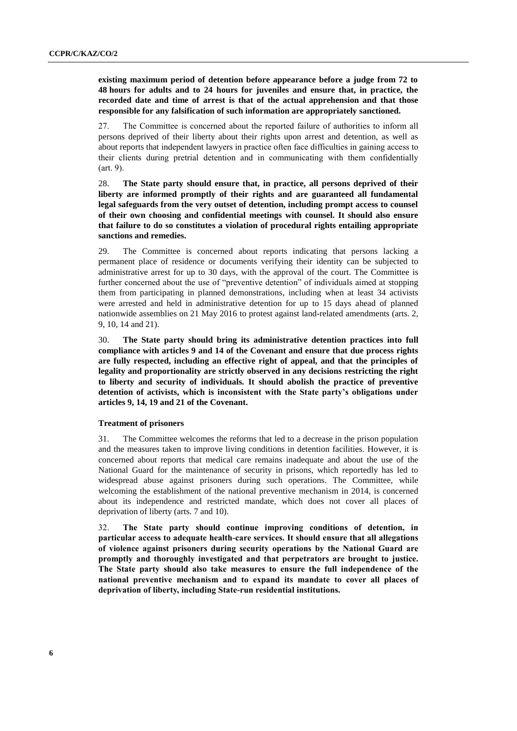**existing maximum period of detention before appearance before a judge from 72 to 48 hours for adults and to 24 hours for juveniles and ensure that, in practice, the recorded date and time of arrest is that of the actual apprehension and that those responsible for any falsification of such information are appropriately sanctioned.**

27. The Committee is concerned about the reported failure of authorities to inform all persons deprived of their liberty about their rights upon arrest and detention, as well as about reports that independent lawyers in practice often face difficulties in gaining access to their clients during pretrial detention and in communicating with them confidentially (art. 9).

28. **The State party should ensure that, in practice, all persons deprived of their liberty are informed promptly of their rights and are guaranteed all fundamental legal safeguards from the very outset of detention, including prompt access to counsel of their own choosing and confidential meetings with counsel. It should also ensure that failure to do so constitutes a violation of procedural rights entailing appropriate sanctions and remedies.**

29. The Committee is concerned about reports indicating that persons lacking a permanent place of residence or documents verifying their identity can be subjected to administrative arrest for up to 30 days, with the approval of the court. The Committee is further concerned about the use of "preventive detention" of individuals aimed at stopping them from participating in planned demonstrations, including when at least 34 activists were arrested and held in administrative detention for up to 15 days ahead of planned nationwide assemblies on 21 May 2016 to protest against land-related amendments (arts. 2, 9, 10, 14 and 21).

30. **The State party should bring its administrative detention practices into full compliance with articles 9 and 14 of the Covenant and ensure that due process rights are fully respected, including an effective right of appeal, and that the principles of legality and proportionality are strictly observed in any decisions restricting the right to liberty and security of individuals. It should abolish the practice of preventive detention of activists, which is inconsistent with the State party's obligations under articles 9, 14, 19 and 21 of the Covenant.**

### Treatment of prisoners

31. The Committee welcomes the reforms that led to a decrease in the prison population and the measures taken to improve living conditions in detention facilities. However, it is concerned about reports that medical care remains inadequate and about the use of the National Guard for the maintenance of security in prisons, which reportedly has led to widespread abuse against prisoners during such operations. The Committee, while welcoming the establishment of the national preventive mechanism in 2014, is concerned about its independence and restricted mandate, which does not cover all places of deprivation of liberty (arts. 7 and 10).

32. **The State party should continue improving conditions of detention, in particular access to adequate health-care services. It should ensure that all allegations of violence against prisoners during security operations by the National Guard are promptly and thoroughly investigated and that perpetrators are brought to justice. The State party should also take measures to ensure the full independence of the national preventive mechanism and to expand its mandate to cover all places of deprivation of liberty, including State-run residential institutions.**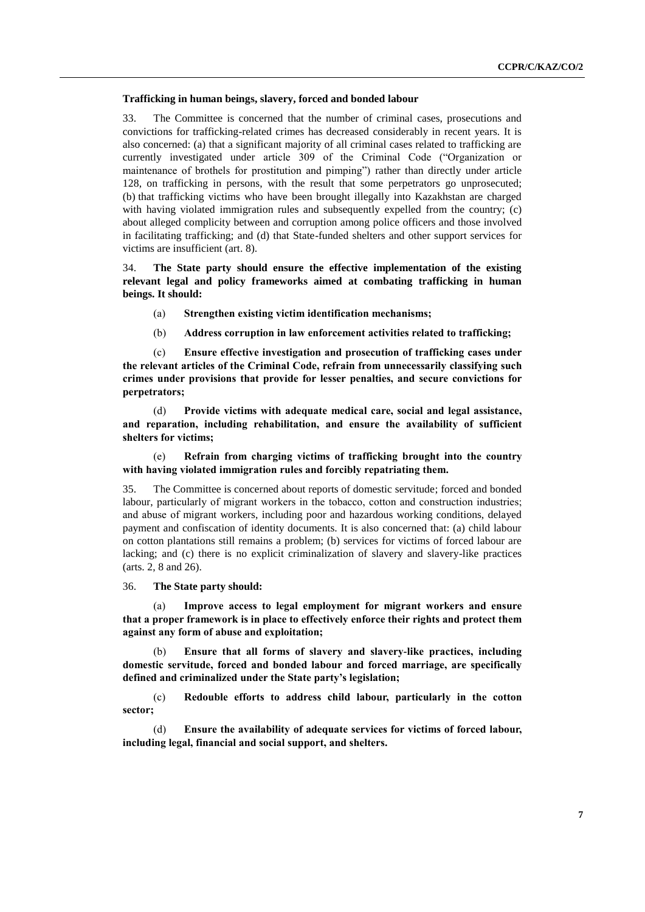### Trafficking in human beings, slavery, forced and bonded labour

33. The Committee is concerned that the number of criminal cases, prosecutions and convictions for trafficking-related crimes has decreased considerably in recent years. It is also concerned: (a) that a significant majority of all criminal cases related to trafficking are currently investigated under article 309 of the Criminal Code ("Organization or maintenance of brothels for prostitution and pimping") rather than directly under article 128, on trafficking in persons, with the result that some perpetrators go unprosecuted; (b) that trafficking victims who have been brought illegally into Kazakhstan are charged with having violated immigration rules and subsequently expelled from the country; (c) about alleged complicity between and corruption among police officers and those involved in facilitating trafficking; and (d) that State-funded shelters and other support services for victims are insufficient (art. 8).

34. **The State party should ensure the effective implementation of the existing relevant legal and policy frameworks aimed at combating trafficking in human beings. It should:**

(a) **Strengthen existing victim identification mechanisms;**

(b) **Address corruption in law enforcement activities related to trafficking;**

(c) **Ensure effective investigation and prosecution of trafficking cases under the relevant articles of the Criminal Code, refrain from unnecessarily classifying such crimes under provisions that provide for lesser penalties, and secure convictions for perpetrators;**

(d) **Provide victims with adequate medical care, social and legal assistance, and reparation, including rehabilitation, and ensure the availability of sufficient shelters for victims;**

(e) **Refrain from charging victims of trafficking brought into the country with having violated immigration rules and forcibly repatriating them.**

35. The Committee is concerned about reports of domestic servitude; forced and bonded labour, particularly of migrant workers in the tobacco, cotton and construction industries; and abuse of migrant workers, including poor and hazardous working conditions, delayed payment and confiscation of identity documents. It is also concerned that: (a) child labour on cotton plantations still remains a problem; (b) services for victims of forced labour are lacking; and (c) there is no explicit criminalization of slavery and slavery-like practices (arts. 2, 8 and 26).

36. **The State party should:**

(a) **Improve access to legal employment for migrant workers and ensure that a proper framework is in place to effectively enforce their rights and protect them against any form of abuse and exploitation;**

(b) **Ensure that all forms of slavery and slavery-like practices, including domestic servitude, forced and bonded labour and forced marriage, are specifically defined and criminalized under the State party's legislation;**

(c) **Redouble efforts to address child labour, particularly in the cotton sector;**

(d) **Ensure the availability of adequate services for victims of forced labour, including legal, financial and social support, and shelters.**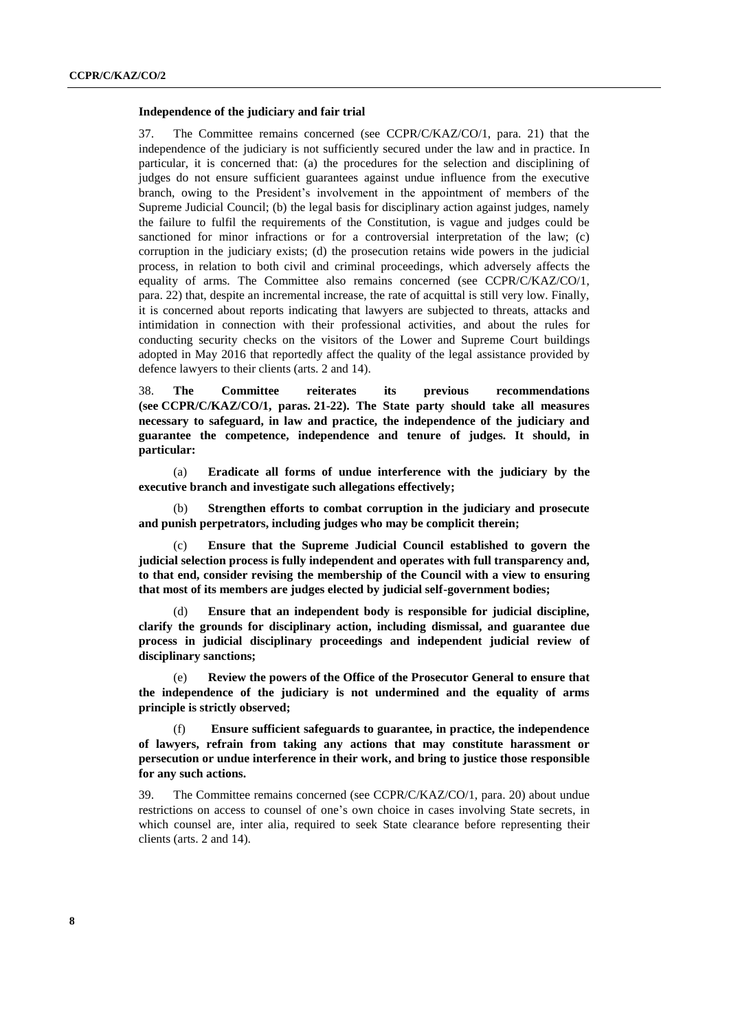**Independence of the judiciary and fair trial**

37. The Committee remains concerned (see CCPR/C/KAZ/CO/1, para. 21) that the independence of the judiciary is not sufficiently secured under the law and in practice. In particular, it is concerned that: (a) the procedures for the selection and disciplining of judges do not ensure sufficient guarantees against undue influence from the executive branch, owing to the President's involvement in the appointment of members of the Supreme Judicial Council; (b) the legal basis for disciplinary action against judges, namely the failure to fulfil the requirements of the Constitution, is vague and judges could be sanctioned for minor infractions or for a controversial interpretation of the law; (c) corruption in the judiciary exists; (d) the prosecution retains wide powers in the judicial process, in relation to both civil and criminal proceedings, which adversely affects the equality of arms. The Committee also remains concerned (see CCPR/C/KAZ/CO/1, para. 22) that, despite an incremental increase, the rate of acquittal is still very low. Finally, it is concerned about reports indicating that lawyers are subjected to threats, attacks and intimidation in connection with their professional activities, and about the rules for conducting security checks on the visitors of the Lower and Supreme Court buildings adopted in May 2016 that reportedly affect the quality of the legal assistance provided by defence lawyers to their clients (arts. 2 and 14).

38. **The Committee reiterates its previous recommendations (see CCPR/C/KAZ/CO/1, paras. 21-22). The State party should take all measures necessary to safeguard, in law and practice, the independence of the judiciary and guarantee the competence, independence and tenure of judges. It should, in particular:**

(a) **Eradicate all forms of undue interference with the judiciary by the executive branch and investigate such allegations effectively;**

(b) **Strengthen efforts to combat corruption in the judiciary and prosecute and punish perpetrators, including judges who may be complicit therein;**

(c) **Ensure that the Supreme Judicial Council established to govern the judicial selection process is fully independent and operates with full transparency and, to that end, consider revising the membership of the Council with a view to ensuring that most of its members are judges elected by judicial self-government bodies;**

(d) **Ensure that an independent body is responsible for judicial discipline, clarify the grounds for disciplinary action, including dismissal, and guarantee due process in judicial disciplinary proceedings and independent judicial review of disciplinary sanctions;**

(e) **Review the powers of the Office of the Prosecutor General to ensure that the independence of the judiciary is not undermined and the equality of arms principle is strictly observed;**

(f) **Ensure sufficient safeguards to guarantee, in practice, the independence of lawyers, refrain from taking any actions that may constitute harassment or persecution or undue interference in their work, and bring to justice those responsible for any such actions.**

39. The Committee remains concerned (see CCPR/C/KAZ/CO/1, para. 20) about undue restrictions on access to counsel of one's own choice in cases involving State secrets, in which counsel are, inter alia, required to seek State clearance before representing their clients (arts. 2 and 14).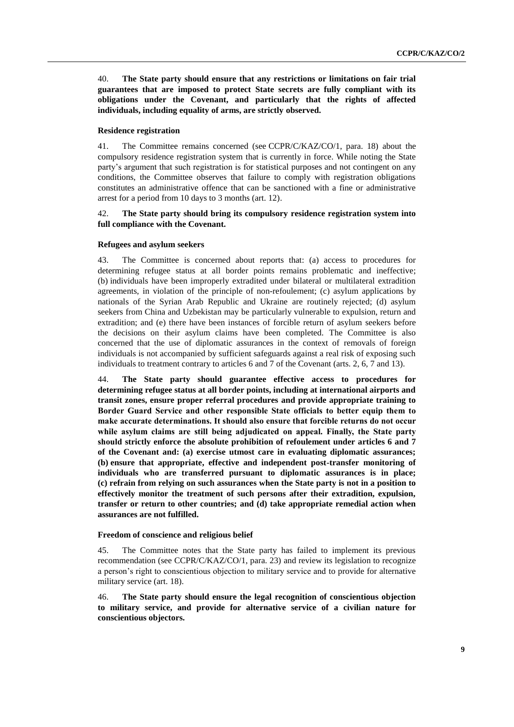40. **The State party should ensure that any restrictions or limitations on fair trial guarantees that are imposed to protect State secrets are fully compliant with its obligations under the Covenant, and particularly that the rights of affected individuals, including equality of arms, are strictly observed.**

#### Residence registration

41. The Committee remains concerned (see CCPR/C/KAZ/CO/1, para. 18) about the compulsory residence registration system that is currently in force. While noting the State party's argument that such registration is for statistical purposes and not contingent on any conditions, the Committee observes that failure to comply with registration obligations constitutes an administrative offence that can be sanctioned with a fine or administrative arrest for a period from 10 days to 3 months (art. 12).

42. **The State party should bring its compulsory residence registration system into full compliance with the Covenant.**

#### Refugees and asylum seekers

43. The Committee is concerned about reports that: (a) access to procedures for determining refugee status at all border points remains problematic and ineffective; (b) individuals have been improperly extradited under bilateral or multilateral extradition agreements, in violation of the principle of non-refoulement; (c) asylum applications by nationals of the Syrian Arab Republic and Ukraine are routinely rejected; (d) asylum seekers from China and Uzbekistan may be particularly vulnerable to expulsion, return and extradition; and (e) there have been instances of forcible return of asylum seekers before the decisions on their asylum claims have been completed. The Committee is also concerned that the use of diplomatic assurances in the context of removals of foreign individuals is not accompanied by sufficient safeguards against a real risk of exposing such individuals to treatment contrary to articles 6 and 7 of the Covenant (arts. 2, 6, 7 and 13).

44. **The State party should guarantee effective access to procedures for determining refugee status at all border points, including at international airports and transit zones, ensure proper referral procedures and provide appropriate training to Border Guard Service and other responsible State officials to better equip them to make accurate determinations. It should also ensure that forcible returns do not occur while asylum claims are still being adjudicated on appeal. Finally, the State party should strictly enforce the absolute prohibition of refoulement under articles 6 and 7 of the Covenant and: (a) exercise utmost care in evaluating diplomatic assurances; (b) ensure that appropriate, effective and independent post-transfer monitoring of individuals who are transferred pursuant to diplomatic assurances is in place; (c) refrain from relying on such assurances when the State party is not in a position to effectively monitor the treatment of such persons after their extradition, expulsion, transfer or return to other countries; and (d) take appropriate remedial action when assurances are not fulfilled.**

#### Freedom of conscience and religious belief

45. The Committee notes that the State party has failed to implement its previous recommendation (see CCPR/C/KAZ/CO/1, para. 23) and review its legislation to recognize a person's right to conscientious objection to military service and to provide for alternative military service (art. 18).

46. **The State party should ensure the legal recognition of conscientious objection to military service, and provide for alternative service of a civilian nature for conscientious objectors.**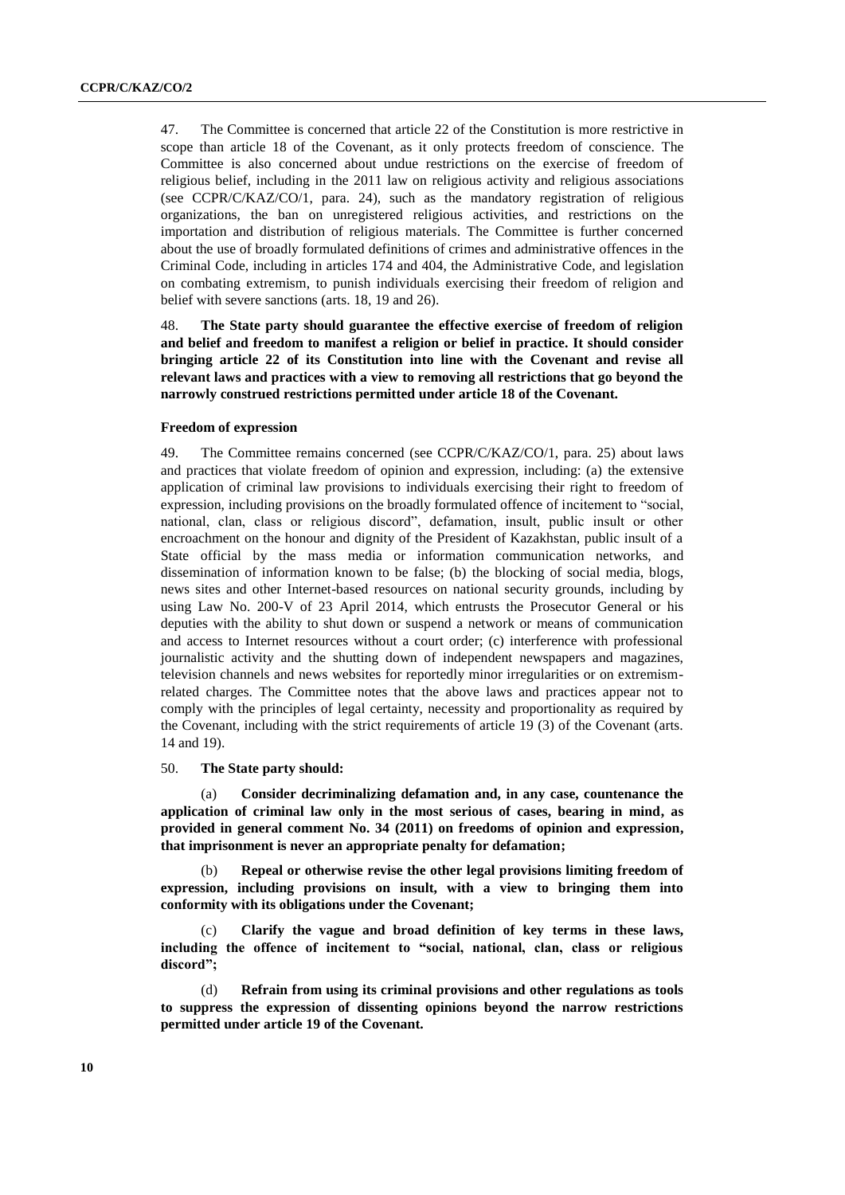47. The Committee is concerned that article 22 of the Constitution is more restrictive in scope than article 18 of the Covenant, as it only protects freedom of conscience. The Committee is also concerned about undue restrictions on the exercise of freedom of religious belief, including in the 2011 law on religious activity and religious associations (see CCPR/C/KAZ/CO/1, para. 24), such as the mandatory registration of religious organizations, the ban on unregistered religious activities, and restrictions on the importation and distribution of religious materials. The Committee is further concerned about the use of broadly formulated definitions of crimes and administrative offences in the Criminal Code, including in articles 174 and 404, the Administrative Code, and legislation on combating extremism, to punish individuals exercising their freedom of religion and belief with severe sanctions (arts. 18, 19 and 26).

48. **The State party should guarantee the effective exercise of freedom of religion and belief and freedom to manifest a religion or belief in practice. It should consider bringing article 22 of its Constitution into line with the Covenant and revise all relevant laws and practices with a view to removing all restrictions that go beyond the narrowly construed restrictions permitted under article 18 of the Covenant.**

### Freedom of expression

49. The Committee remains concerned (see CCPR/C/KAZ/CO/1, para. 25) about laws and practices that violate freedom of opinion and expression, including: (a) the extensive application of criminal law provisions to individuals exercising their right to freedom of expression, including provisions on the broadly formulated offence of incitement to "social, national, clan, class or religious discord", defamation, insult, public insult or other encroachment on the honour and dignity of the President of Kazakhstan, public insult of a State official by the mass media or information communication networks, and dissemination of information known to be false; (b) the blocking of social media, blogs, news sites and other Internet-based resources on national security grounds, including by using Law No. 200-V of 23 April 2014, which entrusts the Prosecutor General or his deputies with the ability to shut down or suspend a network or means of communication and access to Internet resources without a court order; (c) interference with professional journalistic activity and the shutting down of independent newspapers and magazines, television channels and news websites for reportedly minor irregularities or on extremism-related charges. The Committee notes that the above laws and practices appear not to comply with the principles of legal certainty, necessity and proportionality as required by the Covenant, including with the strict requirements of article 19 (3) of the Covenant (arts. 14 and 19).

50. **The State party should:**

(a) **Consider decriminalizing defamation and, in any case, countenance the application of criminal law only in the most serious of cases, bearing in mind, as provided in general comment No. 34 (2011) on freedoms of opinion and expression, that imprisonment is never an appropriate penalty for defamation;**

(b) **Repeal or otherwise revise the other legal provisions limiting freedom of expression, including provisions on insult, with a view to bringing them into conformity with its obligations under the Covenant;**

(c) **Clarify the vague and broad definition of key terms in these laws, including the offence of incitement to "social, national, clan, class or religious discord";**

(d) **Refrain from using its criminal provisions and other regulations as tools to suppress the expression of dissenting opinions beyond the narrow restrictions permitted under article 19 of the Covenant.**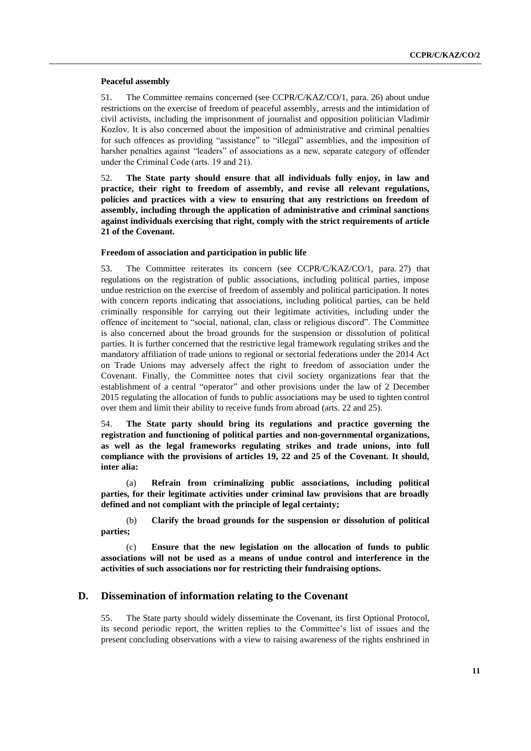#### Peaceful assembly

51. The Committee remains concerned (see CCPR/C/KAZ/CO/1, para. 26) about undue restrictions on the exercise of freedom of peaceful assembly, arrests and the intimidation of civil activists, including the imprisonment of journalist and opposition politician Vladimir Kozlov. It is also concerned about the imposition of administrative and criminal penalties for such offences as providing "assistance" to "illegal" assemblies, and the imposition of harsher penalties against "leaders" of associations as a new, separate category of offender under the Criminal Code (arts. 19 and 21).

52. **The State party should ensure that all individuals fully enjoy, in law and practice, their right to freedom of assembly, and revise all relevant regulations, policies and practices with a view to ensuring that any restrictions on freedom of assembly, including through the application of administrative and criminal sanctions against individuals exercising that right, comply with the strict requirements of article 21 of the Covenant.**

#### Freedom of association and participation in public life

53. The Committee reiterates its concern (see CCPR/C/KAZ/CO/1, para. 27) that regulations on the registration of public associations, including political parties, impose undue restriction on the exercise of freedom of assembly and political participation. It notes with concern reports indicating that associations, including political parties, can be held criminally responsible for carrying out their legitimate activities, including under the offence of incitement to "social, national, clan, class or religious discord". The Committee is also concerned about the broad grounds for the suspension or dissolution of political parties. It is further concerned that the restrictive legal framework regulating strikes and the mandatory affiliation of trade unions to regional or sectorial federations under the 2014 Act on Trade Unions may adversely affect the right to freedom of association under the Covenant. Finally, the Committee notes that civil society organizations fear that the establishment of a central "operator" and other provisions under the law of 2 December 2015 regulating the allocation of funds to public associations may be used to tighten control over them and limit their ability to receive funds from abroad (arts. 22 and 25).

54. **The State party should bring its regulations and practice governing the registration and functioning of political parties and non-governmental organizations, as well as the legal frameworks regulating strikes and trade unions, into full compliance with the provisions of articles 19, 22 and 25 of the Covenant. It should, inter alia:**

(a) **Refrain from criminalizing public associations, including political parties, for their legitimate activities under criminal law provisions that are broadly defined and not compliant with the principle of legal certainty;**

(b) **Clarify the broad grounds for the suspension or dissolution of political parties;**

(c) **Ensure that the new legislation on the allocation of funds to public associations will not be used as a means of undue control and interference in the activities of such associations nor for restricting their fundraising options.**

## D. Dissemination of information relating to the Covenant

55. The State party should widely disseminate the Covenant, its first Optional Protocol, its second periodic report, the written replies to the Committee's list of issues and the present concluding observations with a view to raising awareness of the rights enshrined in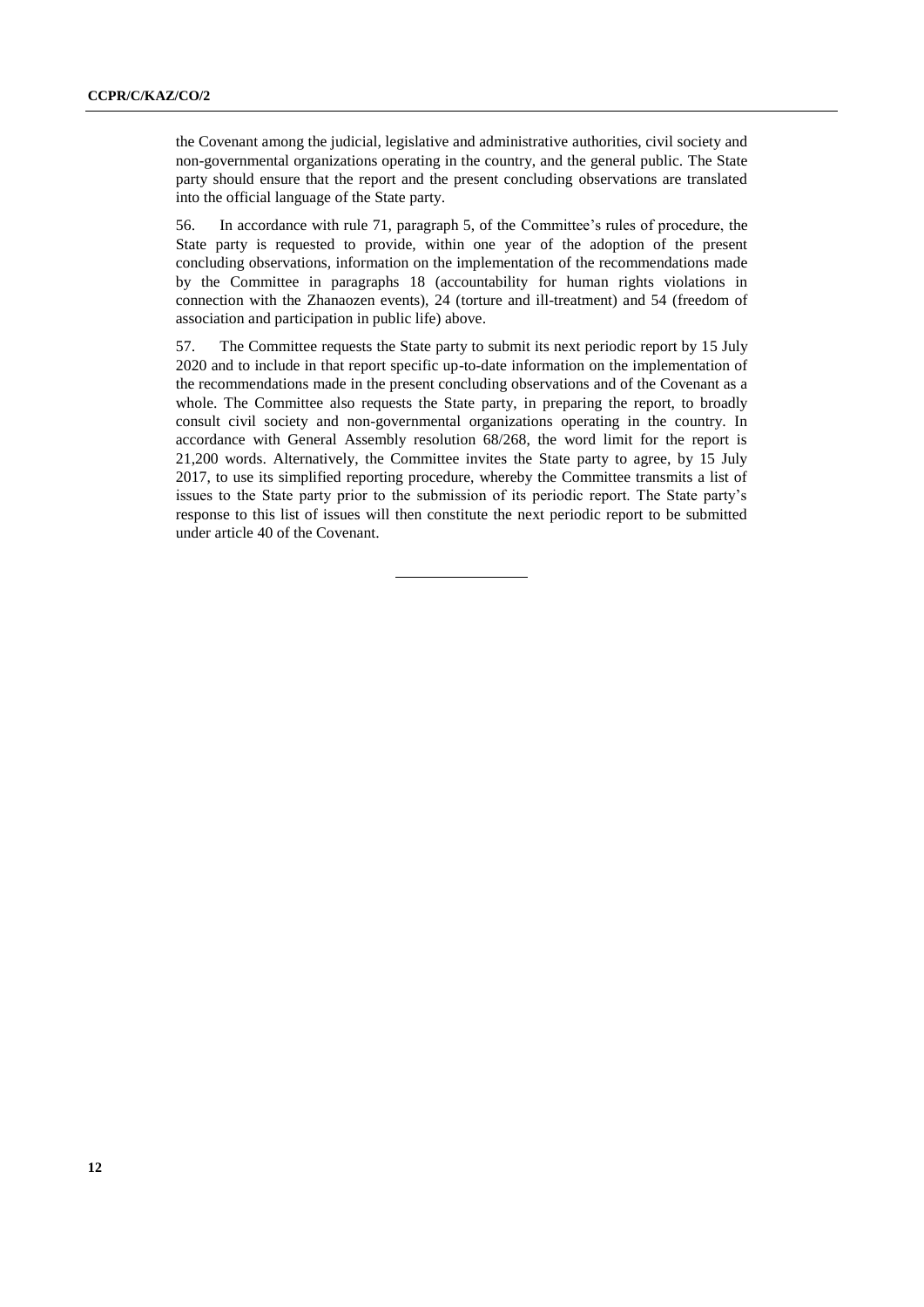the Covenant among the judicial, legislative and administrative authorities, civil society and non-governmental organizations operating in the country, and the general public. The State party should ensure that the report and the present concluding observations are translated into the official language of the State party.

56. In accordance with rule 71, paragraph 5, of the Committee's rules of procedure, the State party is requested to provide, within one year of the adoption of the present concluding observations, information on the implementation of the recommendations made by the Committee in paragraphs 18 (accountability for human rights violations in connection with the Zhanaozen events), 24 (torture and ill-treatment) and 54 (freedom of association and participation in public life) above.

57. The Committee requests the State party to submit its next periodic report by 15 July 2020 and to include in that report specific up-to-date information on the implementation of the recommendations made in the present concluding observations and of the Covenant as a whole. The Committee also requests the State party, in preparing the report, to broadly consult civil society and non-governmental organizations operating in the country. In accordance with General Assembly resolution 68/268, the word limit for the report is 21,200 words. Alternatively, the Committee invites the State party to agree, by 15 July 2017, to use its simplified reporting procedure, whereby the Committee transmits a list of issues to the State party prior to the submission of its periodic report. The State party's response to this list of issues will then constitute the next periodic report to be submitted under article 40 of the Covenant.